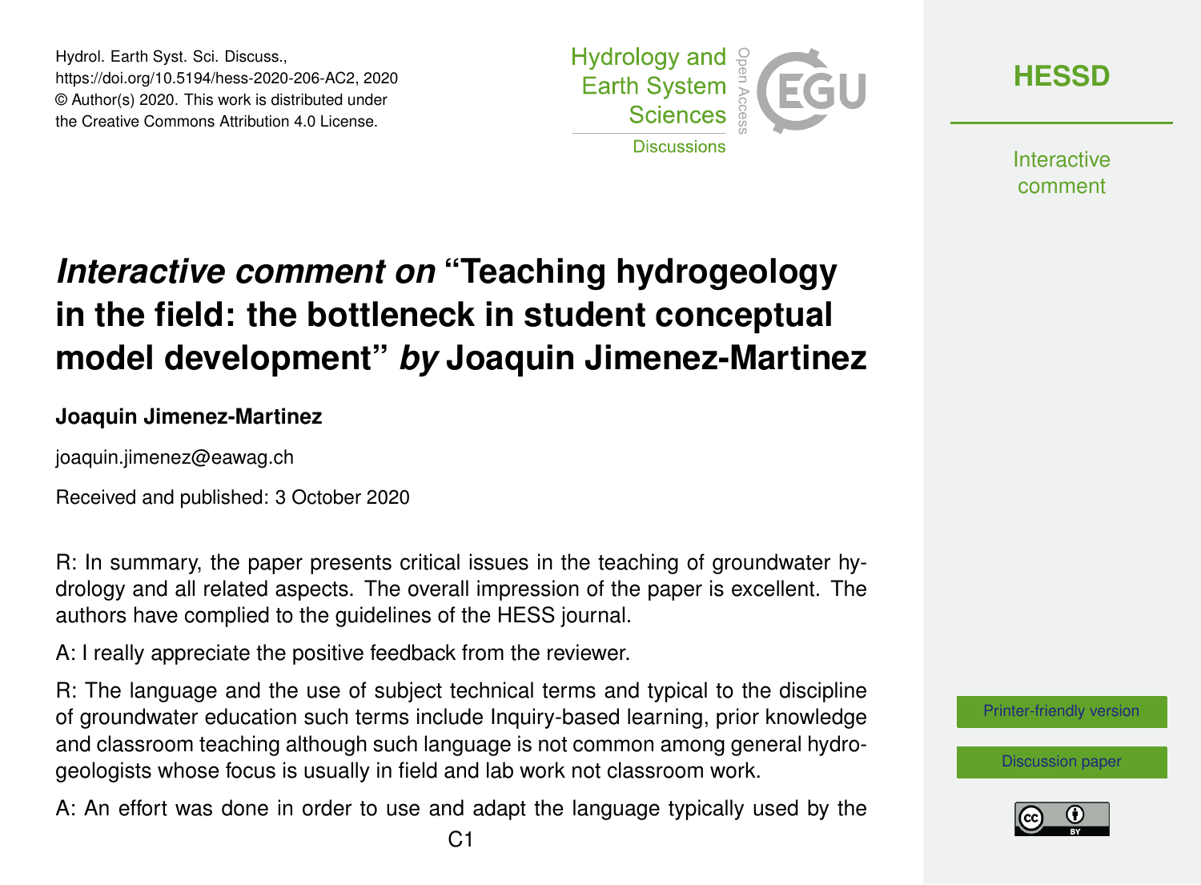Hydrol. Earth Syst. Sci. Discuss.,
https://doi.org/10.5194/hess-2020-206-AC2, 2020
© Author(s) 2020. This work is distributed under
the Creative Commons Attribution 4.0 License.

# *Interactive comment on* "Teaching hydrogeology in the field: the bottleneck in student conceptual model development" *by* Joaquin Jimenez-Martinez

**Joaquin Jimenez-Martinez**

joaquin.jimenez@eawag.ch

Received and published: 3 October 2020

R: In summary, the paper presents critical issues in the teaching of groundwater hydrology and all related aspects. The overall impression of the paper is excellent. The authors have complied to the guidelines of the HESS journal.

A: I really appreciate the positive feedback from the reviewer.

R: The language and the use of subject technical terms and typical to the discipline of groundwater education such terms include Inquiry-based learning, prior knowledge and classroom teaching although such language is not common among general hydrogeologists whose focus is usually in field and lab work not classroom work.

A: An effort was done in order to use and adapt the language typically used by the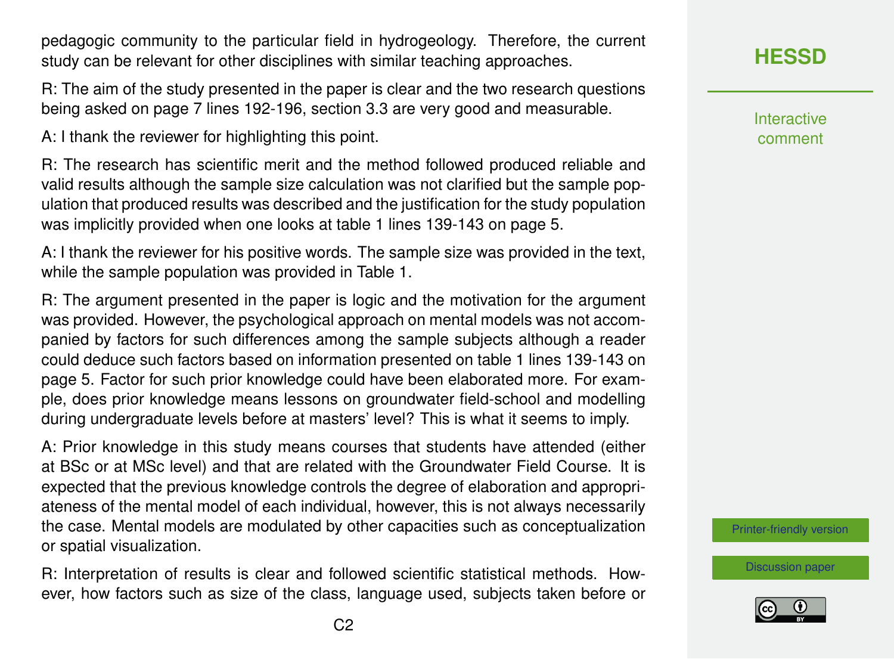pedagogic community to the particular field in hydrogeology. Therefore, the current study can be relevant for other disciplines with similar teaching approaches.

R: The aim of the study presented in the paper is clear and the two research questions being asked on page 7 lines 192-196, section 3.3 are very good and measurable.

A: I thank the reviewer for highlighting this point.

R: The research has scientific merit and the method followed produced reliable and valid results although the sample size calculation was not clarified but the sample population that produced results was described and the justification for the study population was implicitly provided when one looks at table 1 lines 139-143 on page 5.

A: I thank the reviewer for his positive words. The sample size was provided in the text, while the sample population was provided in Table 1.

R: The argument presented in the paper is logic and the motivation for the argument was provided. However, the psychological approach on mental models was not accompanied by factors for such differences among the sample subjects although a reader could deduce such factors based on information presented on table 1 lines 139-143 on page 5. Factor for such prior knowledge could have been elaborated more. For example, does prior knowledge means lessons on groundwater field-school and modelling during undergraduate levels before at masters' level? This is what it seems to imply.

A: Prior knowledge in this study means courses that students have attended (either at BSc or at MSc level) and that are related with the Groundwater Field Course. It is expected that the previous knowledge controls the degree of elaboration and appropriateness of the mental model of each individual, however, this is not always necessarily the case. Mental models are modulated by other capacities such as conceptualization or spatial visualization.

R: Interpretation of results is clear and followed scientific statistical methods. However, how factors such as size of the class, language used, subjects taken before or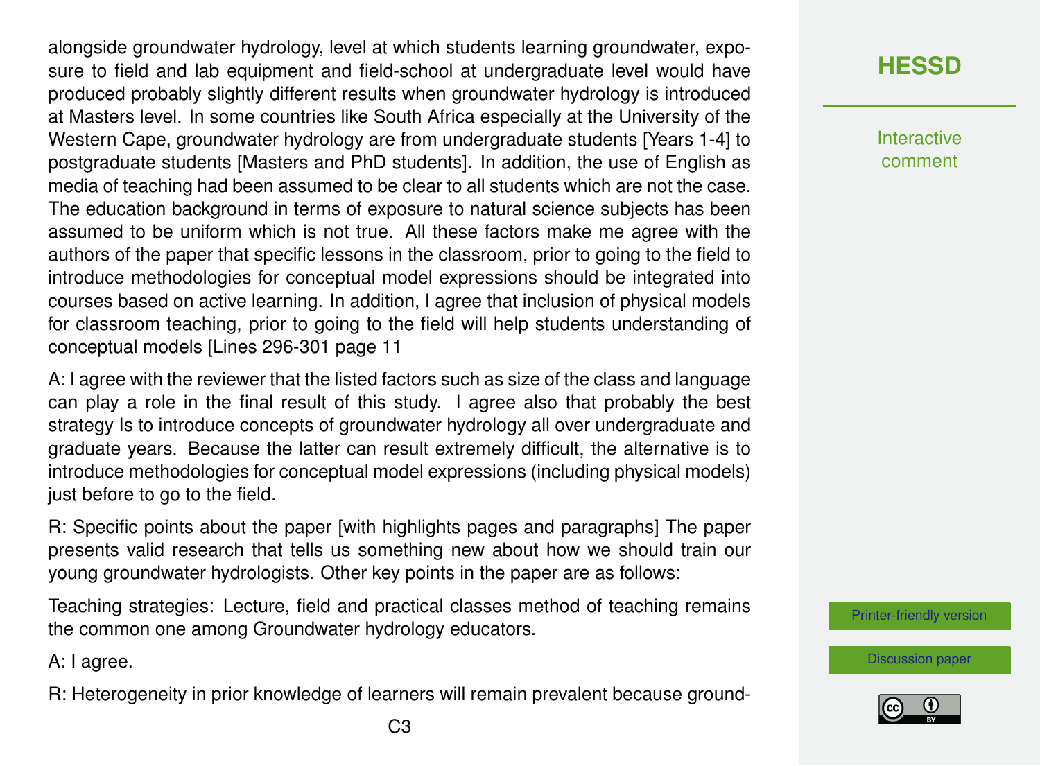alongside groundwater hydrology, level at which students learning groundwater, exposure to field and lab equipment and field-school at undergraduate level would have produced probably slightly different results when groundwater hydrology is introduced at Masters level. In some countries like South Africa especially at the University of the Western Cape, groundwater hydrology are from undergraduate students [Years 1-4] to postgraduate students [Masters and PhD students]. In addition, the use of English as media of teaching had been assumed to be clear to all students which are not the case. The education background in terms of exposure to natural science subjects has been assumed to be uniform which is not true. All these factors make me agree with the authors of the paper that specific lessons in the classroom, prior to going to the field to introduce methodologies for conceptual model expressions should be integrated into courses based on active learning. In addition, I agree that inclusion of physical models for classroom teaching, prior to going to the field will help students understanding of conceptual models [Lines 296-301 page 11

A: I agree with the reviewer that the listed factors such as size of the class and language can play a role in the final result of this study. I agree also that probably the best strategy Is to introduce concepts of groundwater hydrology all over undergraduate and graduate years. Because the latter can result extremely difficult, the alternative is to introduce methodologies for conceptual model expressions (including physical models) just before to go to the field.

R: Specific points about the paper [with highlights pages and paragraphs] The paper presents valid research that tells us something new about how we should train our young groundwater hydrologists. Other key points in the paper are as follows:

Teaching strategies: Lecture, field and practical classes method of teaching remains the common one among Groundwater hydrology educators.

A: I agree.

R: Heterogeneity in prior knowledge of learners will remain prevalent because ground-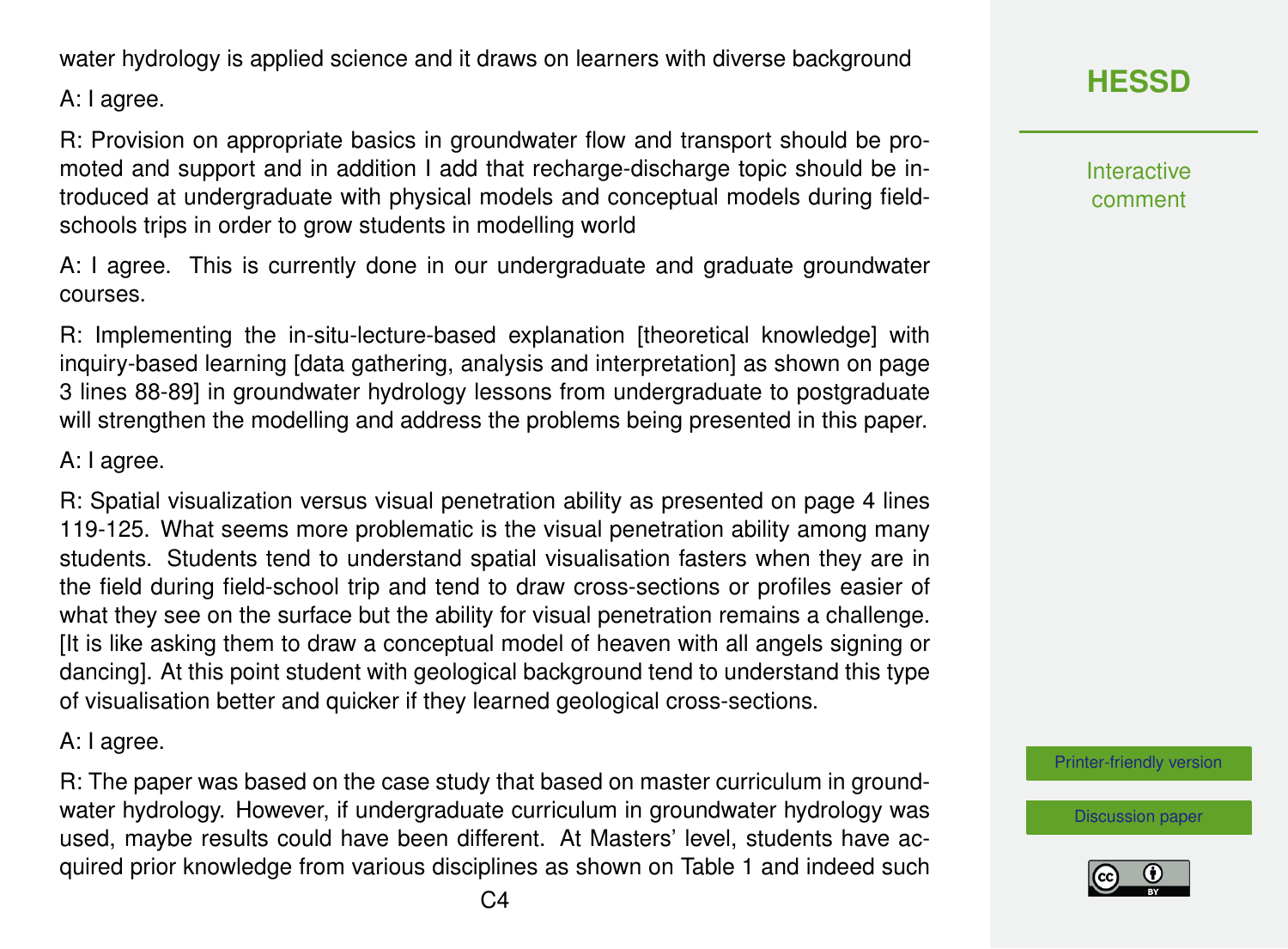water hydrology is applied science and it draws on learners with diverse background

A: I agree.

R: Provision on appropriate basics in groundwater flow and transport should be promoted and support and in addition I add that recharge-discharge topic should be introduced at undergraduate with physical models and conceptual models during field-schools trips in order to grow students in modelling world

A: I agree. This is currently done in our undergraduate and graduate groundwater courses.

R: Implementing the in-situ-lecture-based explanation [theoretical knowledge] with inquiry-based learning [data gathering, analysis and interpretation] as shown on page 3 lines 88-89] in groundwater hydrology lessons from undergraduate to postgraduate will strengthen the modelling and address the problems being presented in this paper.

A: I agree.

R: Spatial visualization versus visual penetration ability as presented on page 4 lines 119-125. What seems more problematic is the visual penetration ability among many students. Students tend to understand spatial visualisation fasters when they are in the field during field-school trip and tend to draw cross-sections or profiles easier of what they see on the surface but the ability for visual penetration remains a challenge. [It is like asking them to draw a conceptual model of heaven with all angels signing or dancing]. At this point student with geological background tend to understand this type of visualisation better and quicker if they learned geological cross-sections.

A: I agree.

R: The paper was based on the case study that based on master curriculum in groundwater hydrology. However, if undergraduate curriculum in groundwater hydrology was used, maybe results could have been different. At Masters' level, students have acquired prior knowledge from various disciplines as shown on Table 1 and indeed such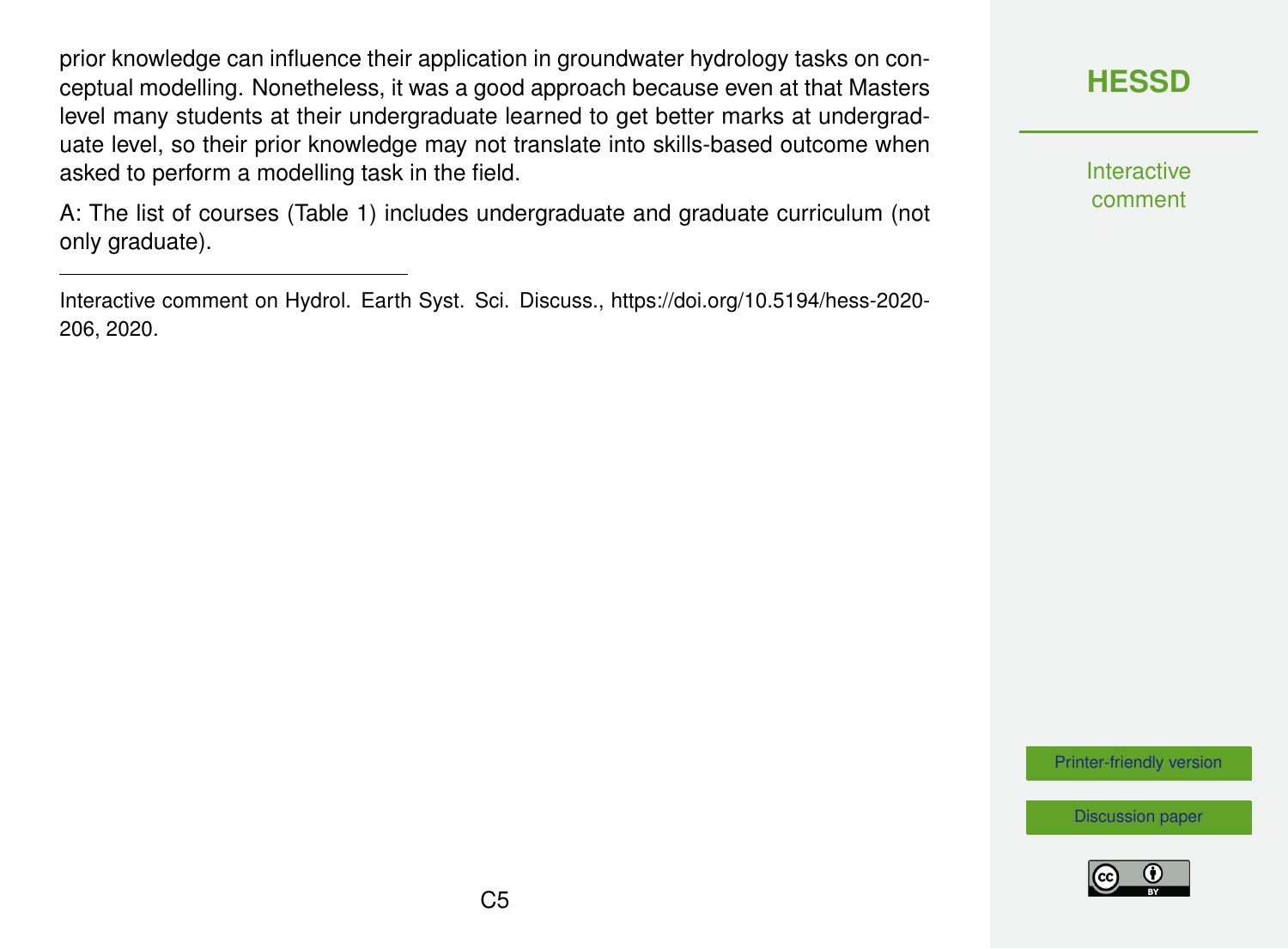prior knowledge can influence their application in groundwater hydrology tasks on conceptual modelling. Nonetheless, it was a good approach because even at that Masters level many students at their undergraduate learned to get better marks at undergraduate level, so their prior knowledge may not translate into skills-based outcome when asked to perform a modelling task in the field.

A: The list of courses (Table 1) includes undergraduate and graduate curriculum (not only graduate).

---

Interactive comment on Hydrol. Earth Syst. Sci. Discuss., https://doi.org/10.5194/hess-2020-206, 2020.